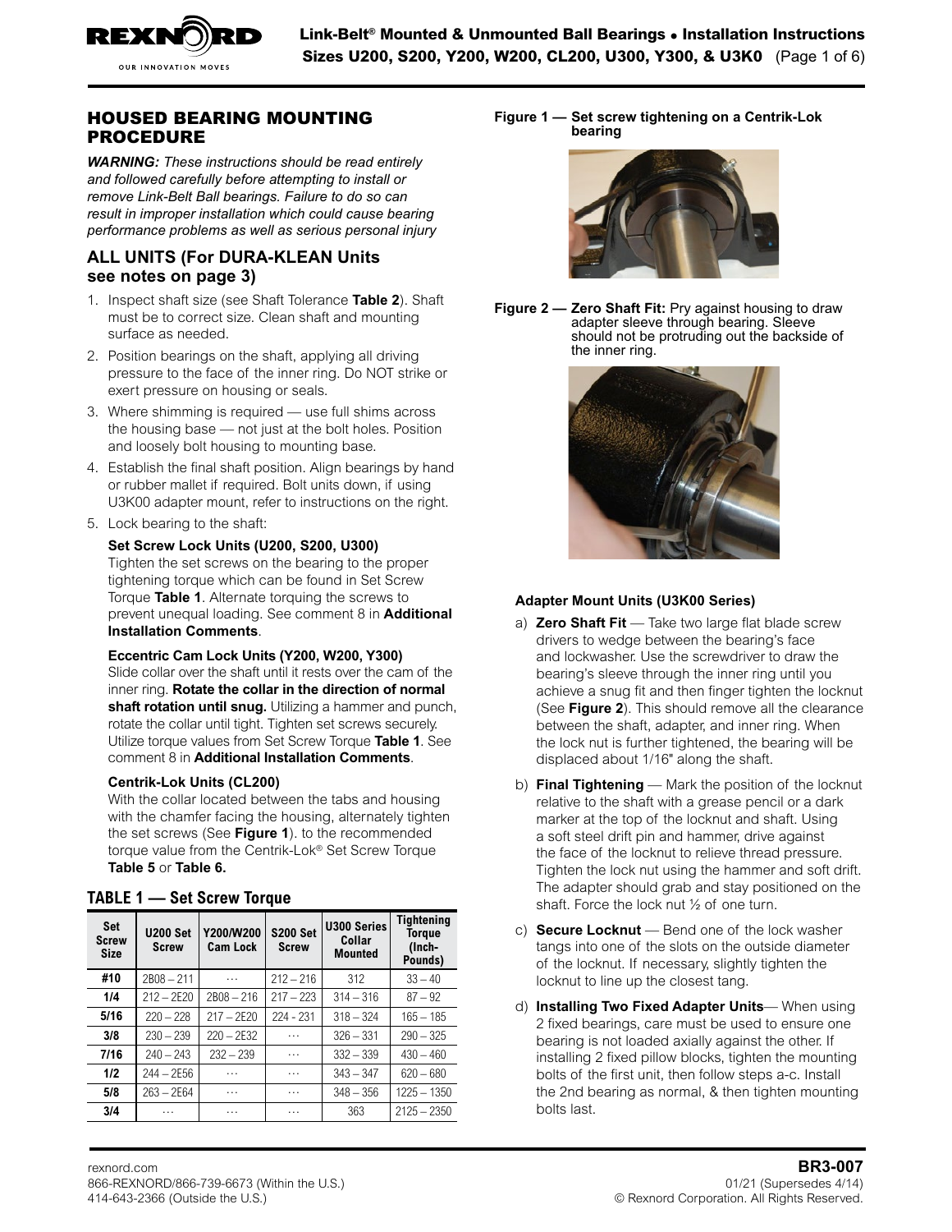# HOUSED BEARING MOUNTING PROCEDURE

***WARNING:*** *These instructions should be read entirely and followed carefully before attempting to install or remove Link-Belt Ball bearings. Failure to do so can result in improper installation which could cause bearing performance problems as well as serious personal injury*

## ALL UNITS (For DURA-KLEAN Units see notes on page 3)

1. Inspect shaft size (see Shaft Tolerance **Table 2**). Shaft must be to correct size. Clean shaft and mounting surface as needed.
2. Position bearings on the shaft, applying all driving pressure to the face of the inner ring. Do NOT strike or exert pressure on housing or seals.
3. Where shimming is required — use full shims across the housing base — not just at the bolt holes. Position and loosely bolt housing to mounting base.
4. Establish the final shaft position. Align bearings by hand or rubber mallet if required. Bolt units down, if using U3K00 adapter mount, refer to instructions on the right.
5. Lock bearing to the shaft:

   **Set Screw Lock Units (U200, S200, U300)**
   Tighten the set screws on the bearing to the proper tightening torque which can be found in Set Screw Torque **Table 1**. Alternate torquing the screws to prevent unequal loading. See comment 8 in **Additional Installation Comments**.

   **Eccentric Cam Lock Units (Y200, W200, Y300)**
   Slide collar over the shaft until it rests over the cam of the inner ring. **Rotate the collar in the direction of normal shaft rotation until snug.** Utilizing a hammer and punch, rotate the collar until tight. Tighten set screws securely. Utilize torque values from Set Screw Torque **Table 1**. See comment 8 in **Additional Installation Comments**.

   **Centrik-Lok Units (CL200)**
   With the collar located between the tabs and housing with the chamfer facing the housing, alternately tighten the set screws (See **Figure 1**). to the recommended torque value from the Centrik-Lok® Set Screw Torque **Table 5** or **Table 6.**

### TABLE 1 — Set Screw Torque

| Set Screw Size | U200 Set Screw | Y200/W200 Cam Lock | S200 Set Screw | U300 Series Collar Mounted | Tightening Torque (Inch-Pounds) |
|---|---|---|---|---|---|
| #10 | 2B08 – 211 | … | 212 – 216 | 312 | 33 – 40 |
| 1/4 | 212 – 2E20 | 2B08 – 216 | 217 – 223 | 314 – 316 | 87 – 92 |
| 5/16 | 220 – 228 | 217 – 2E20 | 224 - 231 | 318 – 324 | 165 – 185 |
| 3/8 | 230 – 239 | 220 – 2E32 | … | 326 – 331 | 290 – 325 |
| 7/16 | 240 – 243 | 232 – 239 | … | 332 – 339 | 430 – 460 |
| 1/2 | 244 – 2E56 | … | … | 343 – 347 | 620 – 680 |
| 5/8 | 263 – 2E64 | … | … | 348 – 356 | 1225 – 1350 |
| 3/4 | … | … | … | 363 | 2125 – 2350 |

**Figure 1 — Set screw tightening on a Centrik-Lok bearing**

**Figure 2 — Zero Shaft Fit:** Pry against housing to draw adapter sleeve through bearing. Sleeve should not be protruding out the backside of the inner ring.

**Adapter Mount Units (U3K00 Series)**

a) **Zero Shaft Fit** — Take two large flat blade screw drivers to wedge between the bearing's face and lockwasher. Use the screwdriver to draw the bearing's sleeve through the inner ring until you achieve a snug fit and then finger tighten the locknut (See **Figure 2**). This should remove all the clearance between the shaft, adapter, and inner ring. When the lock nut is further tightened, the bearing will be displaced about 1/16" along the shaft.

b) **Final Tightening** — Mark the position of the locknut relative to the shaft with a grease pencil or a dark marker at the top of the locknut and shaft. Using a soft steel drift pin and hammer, drive against the face of the locknut to relieve thread pressure. Tighten the lock nut using the hammer and soft drift. The adapter should grab and stay positioned on the shaft. Force the lock nut ½ of one turn.

c) **Secure Locknut** — Bend one of the lock washer tangs into one of the slots on the outside diameter of the locknut. If necessary, slightly tighten the locknut to line up the closest tang.

d) **Installing Two Fixed Adapter Units**— When using 2 fixed bearings, care must be used to ensure one bearing is not loaded axially against the other. If installing 2 fixed pillow blocks, tighten the mounting bolts of the first unit, then follow steps a-c. Install the 2nd bearing as normal, & then tighten mounting bolts last.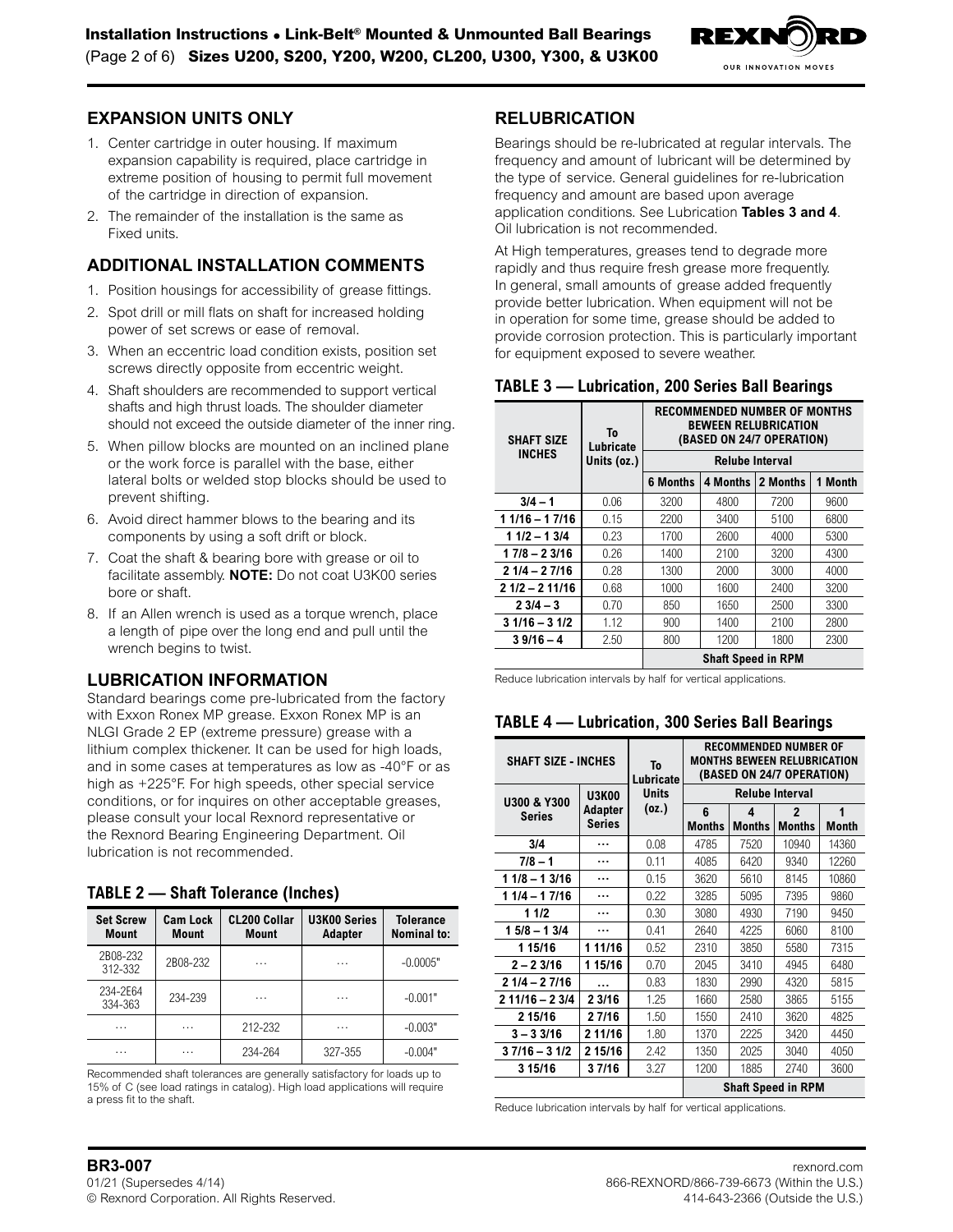## EXPANSION UNITS ONLY

1. Center cartridge in outer housing. If maximum expansion capability is required, place cartridge in extreme position of housing to permit full movement of the cartridge in direction of expansion.
2. The remainder of the installation is the same as Fixed units.

## ADDITIONAL INSTALLATION COMMENTS

1. Position housings for accessibility of grease fittings.
2. Spot drill or mill flats on shaft for increased holding power of set screws or ease of removal.
3. When an eccentric load condition exists, position set screws directly opposite from eccentric weight.
4. Shaft shoulders are recommended to support vertical shafts and high thrust loads. The shoulder diameter should not exceed the outside diameter of the inner ring.
5. When pillow blocks are mounted on an inclined plane or the work force is parallel with the base, either lateral bolts or welded stop blocks should be used to prevent shifting.
6. Avoid direct hammer blows to the bearing and its components by using a soft drift or block.
7. Coat the shaft & bearing bore with grease or oil to facilitate assembly. **NOTE:** Do not coat U3K00 series bore or shaft.
8. If an Allen wrench is used as a torque wrench, place a length of pipe over the long end and pull until the wrench begins to twist.

## LUBRICATION INFORMATION

Standard bearings come pre-lubricated from the factory with Exxon Ronex MP grease. Exxon Ronex MP is an NLGI Grade 2 EP (extreme pressure) grease with a lithium complex thickener. It can be used for high loads, and in some cases at temperatures as low as -40°F or as high as +225°F. For high speeds, other special service conditions, or for inquires on other acceptable greases, please consult your local Rexnord representative or the Rexnord Bearing Engineering Department. Oil lubrication is not recommended.

### TABLE 2 — Shaft Tolerance (Inches)

| Set Screw Mount | Cam Lock Mount | CL200 Collar Mount | U3K00 Series Adapter | Tolerance Nominal to: |
|---|---|---|---|---|
| 2B08-232 312-332 | 2B08-232 | ... | ... | -0.0005" |
| 234-2E64 334-363 | 234-239 | ... | ... | -0.001" |
| ... | ... | 212-232 | ... | -0.003" |
| ... | ... | 234-264 | 327-355 | -0.004" |

Recommended shaft tolerances are generally satisfactory for loads up to 15% of C (see load ratings in catalog). High load applications will require a press fit to the shaft.

## RELUBRICATION

Bearings should be re-lubricated at regular intervals. The frequency and amount of lubricant will be determined by the type of service. General guidelines for re-lubrication frequency and amount are based upon average application conditions. See Lubrication **Tables 3 and 4**. Oil lubrication is not recommended.

At High temperatures, greases tend to degrade more rapidly and thus require fresh grease more frequently. In general, small amounts of grease added frequently provide better lubrication. When equipment will not be in operation for some time, grease should be added to provide corrosion protection. This is particularly important for equipment exposed to severe weather.

### TABLE 3 — Lubrication, 200 Series Ball Bearings

| SHAFT SIZE INCHES | To Lubricate Units (oz.) | RECOMMENDED NUMBER OF MONTHS BEWEEN RELUBRICATION (BASED ON 24/7 OPERATION) | | | |
|---|---|---|---|---|---|
| | | Relube Interval | | | |
| | | 6 Months | 4 Months | 2 Months | 1 Month |
| 3/4 – 1 | 0.06 | 3200 | 4800 | 7200 | 9600 |
| 1 1/16 – 1 7/16 | 0.15 | 2200 | 3400 | 5100 | 6800 |
| 1 1/2 – 1 3/4 | 0.23 | 1700 | 2600 | 4000 | 5300 |
| 1 7/8 – 2 3/16 | 0.26 | 1400 | 2100 | 3200 | 4300 |
| 2 1/4 – 2 7/16 | 0.28 | 1300 | 2000 | 3000 | 4000 |
| 2 1/2 – 2 11/16 | 0.68 | 1000 | 1600 | 2400 | 3200 |
| 2 3/4 – 3 | 0.70 | 850 | 1650 | 2500 | 3300 |
| 3 1/16 – 3 1/2 | 1.12 | 900 | 1400 | 2100 | 2800 |
| 3 9/16 – 4 | 2.50 | 800 | 1200 | 1800 | 2300 |
| | | Shaft Speed in RPM | | | |

Reduce lubrication intervals by half for vertical applications.

### TABLE 4 — Lubrication, 300 Series Ball Bearings

| SHAFT SIZE - INCHES | | To Lubricate Units (oz.) | RECOMMENDED NUMBER OF MONTHS BEWEEN RELUBRICATION (BASED ON 24/7 OPERATION) | | | |
|---|---|---|---|---|---|---|
| U300 & Y300 Series | U3K00 Adapter Series | | Relube Interval | | | |
| | | | 6 Months | 4 Months | 2 Months | 1 Month |
| 3/4 | ... | 0.08 | 4785 | 7520 | 10940 | 14360 |
| 7/8 – 1 | ... | 0.11 | 4085 | 6420 | 9340 | 12260 |
| 1 1/8 – 1 3/16 | ... | 0.15 | 3620 | 5610 | 8145 | 10860 |
| 1 1/4 – 1 7/16 | ... | 0.22 | 3285 | 5095 | 7395 | 9860 |
| 1 1/2 | ... | 0.30 | 3080 | 4930 | 7190 | 9450 |
| 1 5/8 – 1 3/4 | ... | 0.41 | 2640 | 4225 | 6060 | 8100 |
| 1 15/16 | 1 11/16 | 0.52 | 2310 | 3850 | 5580 | 7315 |
| 2 – 2 3/16 | 1 15/16 | 0.70 | 2045 | 3410 | 4945 | 6480 |
| 2 1/4 – 2 7/16 | ... | 0.83 | 1830 | 2990 | 4320 | 5815 |
| 2 11/16 – 2 3/4 | 2 3/16 | 1.25 | 1660 | 2580 | 3865 | 5155 |
| 2 15/16 | 2 7/16 | 1.50 | 1550 | 2410 | 3620 | 4825 |
| 3 – 3 3/16 | 2 11/16 | 1.80 | 1370 | 2225 | 3420 | 4450 |
| 3 7/16 – 3 1/2 | 2 15/16 | 2.42 | 1350 | 2025 | 3040 | 4050 |
| 3 15/16 | 3 7/16 | 3.27 | 1200 | 1885 | 2740 | 3600 |
| | | | Shaft Speed in RPM | | | |

Reduce lubrication intervals by half for vertical applications.

**BR3-007**
01/21 (Supersedes 4/14)
© Rexnord Corporation. All Rights Reserved.

rexnord.com
866-REXNORD/866-739-6673 (Within the U.S.)
414-643-2366 (Outside the U.S.)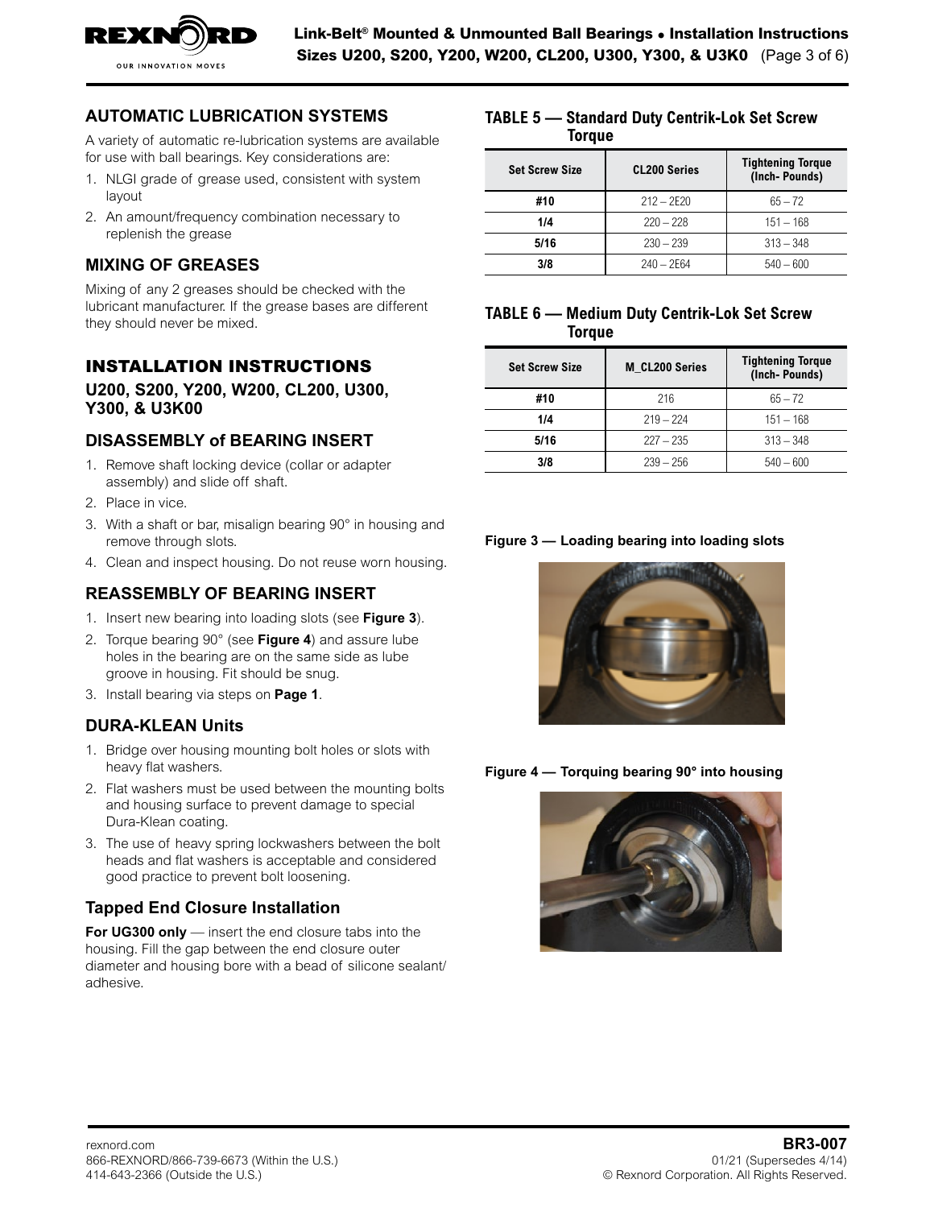## AUTOMATIC LUBRICATION SYSTEMS

A variety of automatic re-lubrication systems are available for use with ball bearings. Key considerations are:

1. NLGI grade of grease used, consistent with system layout
2. An amount/frequency combination necessary to replenish the grease

## MIXING OF GREASES

Mixing of any 2 greases should be checked with the lubricant manufacturer. If the grease bases are different they should never be mixed.

# INSTALLATION INSTRUCTIONS

## U200, S200, Y200, W200, CL200, U300, Y300, & U3K00

## DISASSEMBLY of BEARING INSERT

1. Remove shaft locking device (collar or adapter assembly) and slide off shaft.
2. Place in vice.
3. With a shaft or bar, misalign bearing 90° in housing and remove through slots.
4. Clean and inspect housing. Do not reuse worn housing.

## REASSEMBLY OF BEARING INSERT

1. Insert new bearing into loading slots (see **Figure 3**).
2. Torque bearing 90° (see **Figure 4**) and assure lube holes in the bearing are on the same side as lube groove in housing. Fit should be snug.
3. Install bearing via steps on **Page 1**.

## DURA-KLEAN Units

1. Bridge over housing mounting bolt holes or slots with heavy flat washers.
2. Flat washers must be used between the mounting bolts and housing surface to prevent damage to special Dura-Klean coating.
3. The use of heavy spring lockwashers between the bolt heads and flat washers is acceptable and considered good practice to prevent bolt loosening.

## Tapped End Closure Installation

**For UG300 only** — insert the end closure tabs into the housing. Fill the gap between the end closure outer diameter and housing bore with a bead of silicone sealant/adhesive.

**TABLE 5 — Standard Duty Centrik-Lok Set Screw Torque**

| Set Screw Size | CL200 Series | Tightening Torque (Inch- Pounds) |
|---|---|---|
| #10 | 212 – 2E20 | 65 – 72 |
| 1/4 | 220 – 228 | 151 – 168 |
| 5/16 | 230 – 239 | 313 – 348 |
| 3/8 | 240 – 2E64 | 540 – 600 |

**TABLE 6 — Medium Duty Centrik-Lok Set Screw Torque**

| Set Screw Size | M_CL200 Series | Tightening Torque (Inch- Pounds) |
|---|---|---|
| #10 | 216 | 65 – 72 |
| 1/4 | 219 – 224 | 151 – 168 |
| 5/16 | 227 – 235 | 313 – 348 |
| 3/8 | 239 – 256 | 540 – 600 |

**Figure 3 — Loading bearing into loading slots**

**Figure 4 — Torquing bearing 90° into housing**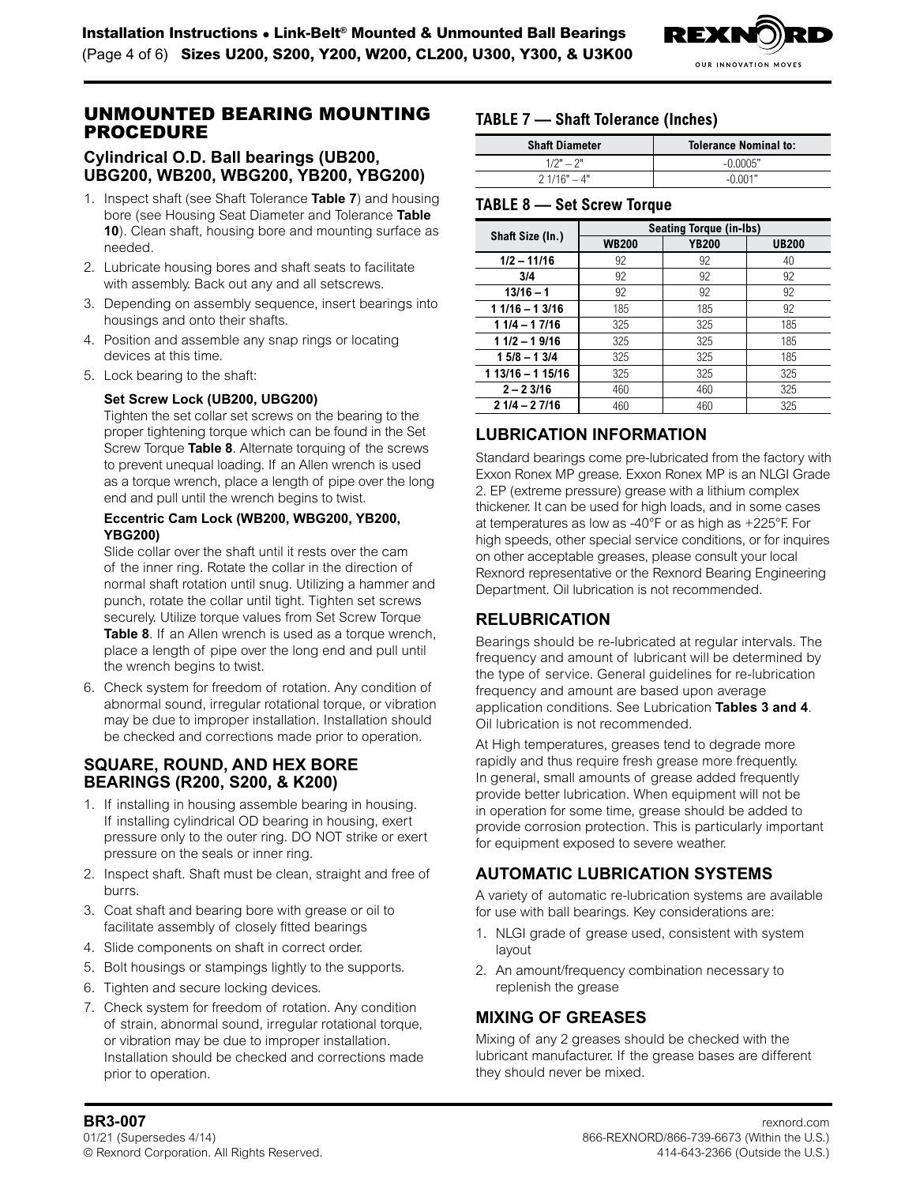## UNMOUNTED BEARING MOUNTING PROCEDURE

### Cylindrical O.D. Ball bearings (UB200, UBG200, WB200, WBG200, YB200, YBG200)

1. Inspect shaft (see Shaft Tolerance **Table 7**) and housing bore (see Housing Seat Diameter and Tolerance **Table 10**). Clean shaft, housing bore and mounting surface as needed.
2. Lubricate housing bores and shaft seats to facilitate with assembly. Back out any and all setscrews.
3. Depending on assembly sequence, insert bearings into housings and onto their shafts.
4. Position and assemble any snap rings or locating devices at this time.
5. Lock bearing to the shaft:

   **Set Screw Lock (UB200, UBG200)**

   Tighten the set collar set screws on the bearing to the proper tightening torque which can be found in the Set Screw Torque **Table 8**. Alternate torquing of the screws to prevent unequal loading. If an Allen wrench is used as a torque wrench, place a length of pipe over the long end and pull until the wrench begins to twist.

   **Eccentric Cam Lock (WB200, WBG200, YB200, YBG200)**

   Slide collar over the shaft until it rests over the cam of the inner ring. Rotate the collar in the direction of normal shaft rotation until snug. Utilizing a hammer and punch, rotate the collar until tight. Tighten set screws securely. Utilize torque values from Set Screw Torque **Table 8**. If an Allen wrench is used as a torque wrench, place a length of pipe over the long end and pull until the wrench begins to twist.

6. Check system for freedom of rotation. Any condition of abnormal sound, irregular rotational torque, or vibration may be due to improper installation. Installation should be checked and corrections made prior to operation.

### SQUARE, ROUND, AND HEX BORE BEARINGS (R200, S200, & K200)

1. If installing in housing assemble bearing in housing. If installing cylindrical OD bearing in housing, exert pressure only to the outer ring. DO NOT strike or exert pressure on the seals or inner ring.
2. Inspect shaft. Shaft must be clean, straight and free of burrs.
3. Coat shaft and bearing bore with grease or oil to facilitate assembly of closely fitted bearings
4. Slide components on shaft in correct order.
5. Bolt housings or stampings lightly to the supports.
6. Tighten and secure locking devices.
7. Check system for freedom of rotation. Any condition of strain, abnormal sound, irregular rotational torque, or vibration may be due to improper installation. Installation should be checked and corrections made prior to operation.

### TABLE 7 — Shaft Tolerance (Inches)

| Shaft Diameter | Tolerance Nominal to: |
|---|---|
| 1/2" – 2" | -0.0005" |
| 2 1/16" – 4" | -0.001" |

### TABLE 8 — Set Screw Torque

| Shaft Size (In.) | Seating Torque (in-lbs) | | |
|---|---|---|---|
| | **WB200** | **YB200** | **UB200** |
| **1/2 – 11/16** | 92 | 92 | 40 |
| **3/4** | 92 | 92 | 92 |
| **13/16 – 1** | 92 | 92 | 92 |
| **1 1/16 – 1 3/16** | 185 | 185 | 92 |
| **1 1/4 – 1 7/16** | 325 | 325 | 185 |
| **1 1/2 – 1 9/16** | 325 | 325 | 185 |
| **1 5/8 – 1 3/4** | 325 | 325 | 185 |
| **1 13/16 – 1 15/16** | 325 | 325 | 325 |
| **2 – 2 3/16** | 460 | 460 | 325 |
| **2 1/4 – 2 7/16** | 460 | 460 | 325 |

### LUBRICATION INFORMATION

Standard bearings come pre-lubricated from the factory with Exxon Ronex MP grease. Exxon Ronex MP is an NLGI Grade 2. EP (extreme pressure) grease with a lithium complex thickener. It can be used for high loads, and in some cases at temperatures as low as -40°F or as high as +225°F. For high speeds, other special service conditions, or for inquires on other acceptable greases, please consult your local Rexnord representative or the Rexnord Bearing Engineering Department. Oil lubrication is not recommended.

### RELUBRICATION

Bearings should be re-lubricated at regular intervals. The frequency and amount of lubricant will be determined by the type of service. General guidelines for re-lubrication frequency and amount are based upon average application conditions. See Lubrication **Tables 3 and 4**. Oil lubrication is not recommended.

At High temperatures, greases tend to degrade more rapidly and thus require fresh grease more frequently. In general, small amounts of grease added frequently provide better lubrication. When equipment will not be in operation for some time, grease should be added to provide corrosion protection. This is particularly important for equipment exposed to severe weather.

### AUTOMATIC LUBRICATION SYSTEMS

A variety of automatic re-lubrication systems are available for use with ball bearings. Key considerations are:

1. NLGI grade of grease used, consistent with system layout
2. An amount/frequency combination necessary to replenish the grease

### MIXING OF GREASES

Mixing of any 2 greases should be checked with the lubricant manufacturer. If the grease bases are different they should never be mixed.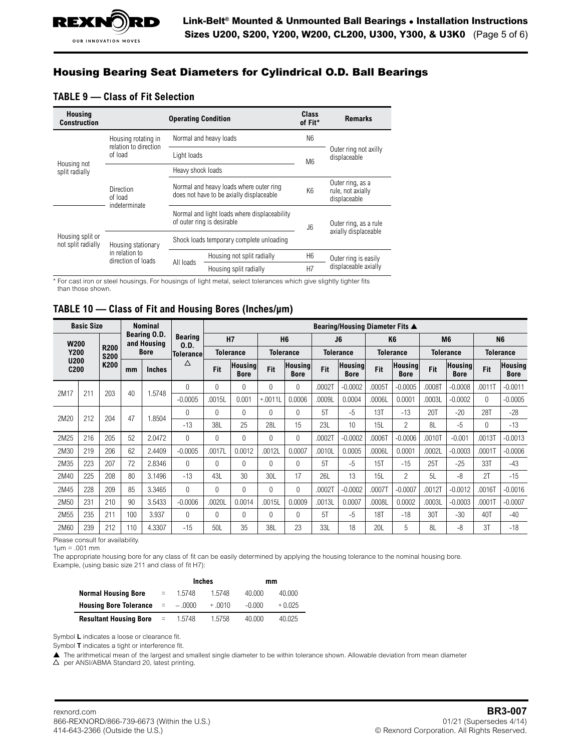## Housing Bearing Seat Diameters for Cylindrical O.D. Ball Bearings

### TABLE 9 — Class of Fit Selection

| Housing Construction | Operating Condition | | | Class of Fit* | Remarks |
|---|---|---|---|---|---|
| Housing not split radially | Housing rotating in relation to direction of load | Normal and heavy loads | | N6 | Outer ring not axilly displaceable |
| | | Light loads | | M6 | |
| | Direction of load indeterminate | Heavy shock loads | | | |
| | | Normal and heavy loads where outer ring does not have to be axially displaceable | | K6 | Outer ring, as a rule, not axially displaceable |
| Housing split or not split radially | | Normal and light loads where displaceability of outer ring is desirable | | J6 | Outer ring, as a rule axially displaceable |
| | Housing stationary in relation to direction of loads | Shock loads temporary complete unloading | | | |
| | | All loads | Housing not split radially | H6 | Outer ring is easily displaceable axially |
| | | | Housing split radially | H7 | |

\* For cast iron or steel housings. For housings of light metal, select tolerances which give slightly tighter fits than those shown.

### TABLE 10 — Class of Fit and Housing Bores (Inches/µm)

| Basic Size | | | Nominal Bearing O.D. and Housing Bore | | Bearing O.D. Tolerance △ | Bearing/Housing Diameter Fits ▲ | | | | | | | | | | | |
|---|---|---|---|---|---|---|---|---|---|---|---|---|---|---|---|---|---|
| | | | | | | H7 | | H6 | | J6 | | K6 | | M6 | | N6 | |
| | | | | | | Tolerance | | Tolerance | | Tolerance | | Tolerance | | Tolerance | | Tolerance | |
| W200 Y200 U200 C200 | | R200 S200 K200 | mm | Inches | | Fit | Housing Bore | Fit | Housing Bore | Fit | Housing Bore | Fit | Housing Bore | Fit | Housing Bore | Fit | Housing Bore |
| 2M17 | 211 | 203 | 40 | 1.5748 | 0 | 0 | 0 | 0 | 0 | .0002T | -0.0002 | .0005T | -0.0005 | .0008T | -0.0008 | .0011T | -0.0011 |
| | | | | | -0.0005 | .0015L | 0.001 | +.0011L | 0.0006 | .0009L | 0.0004 | .0006L | 0.0001 | .0003L | -0.0002 | 0 | -0.0005 |
| 2M20 | 212 | 204 | 47 | 1.8504 | 0 | 0 | 0 | 0 | 0 | 5T | -5 | 13T | -13 | 20T | -20 | 28T | -28 |
| | | | | | -13 | 38L | 25 | 28L | 15 | 23L | 10 | 15L | 2 | 8L | -5 | 0 | -13 |
| 2M25 | 216 | 205 | 52 | 2.0472 | 0 | 0 | 0 | 0 | 0 | .0002T | -0.0002 | .0006T | -0.0006 | .0010T | -0.001 | .0013T | -0.0013 |
| 2M30 | 219 | 206 | 62 | 2.4409 | -0.0005 | .0017L | 0.0012 | .0012L | 0.0007 | .0010L | 0.0005 | .0006L | 0.0001 | .0002L | -0.0003 | .0001T | -0.0006 |
| 2M35 | 223 | 207 | 72 | 2.8346 | 0 | 0 | 0 | 0 | 0 | 5T | -5 | 15T | -15 | 25T | -25 | 33T | -43 |
| 2M40 | 225 | 208 | 80 | 3.1496 | -13 | 43L | 30 | 30L | 17 | 26L | 13 | 15L | 2 | 5L | -8 | 2T | -15 |
| 2M45 | 228 | 209 | 85 | 3.3465 | 0 | 0 | 0 | 0 | 0 | .0002T | -0.0002 | .0007T | -0.0007 | .0012T | -0.0012 | .0016T | -0.0016 |
| 2M50 | 231 | 210 | 90 | 3.5433 | -0.0006 | .0020L | 0.0014 | .0015L | 0.0009 | .0013L | 0.0007 | .0008L | 0.0002 | .0003L | -0.0003 | .0001T | -0.0007 |
| 2M55 | 235 | 211 | 100 | 3.937 | 0 | 0 | 0 | 0 | 0 | 5T | -5 | 18T | -18 | 30T | -30 | 40T | -40 |
| 2M60 | 239 | 212 | 110 | 4.3307 | -15 | 50L | 35 | 38L | 23 | 33L | 18 | 20L | 5 | 8L | -8 | 3T | -18 |

Please consult for availability.

1µm = .001 mm

The appropriate housing bore for any class of fit can be easily determined by applying the housing tolerance to the nominal housing bore.

Example, (using basic size 211 and class of fit H7):

| | | Inches | | mm | |
|---|---|---|---|---|---|
| **Normal Housing Bore** | = | 1.5748 | 1.5748 | 40.000 | 40.000 |
| **Housing Bore Tolerance** | = | – .0000 | + .0010 | -0.000 | + 0.025 |
| **Resultant Housing Bore** | = | 1.5748 | 1.5758 | 40.000 | 40.025 |

Symbol **L** indicates a loose or clearance fit.

Symbol **T** indicates a tight or interference fit.

▲ The arithmetical mean of the largest and smallest single diameter to be within tolerance shown. Allowable deviation from mean diameter
△ per ANSI/ABMA Standard 20, latest printing.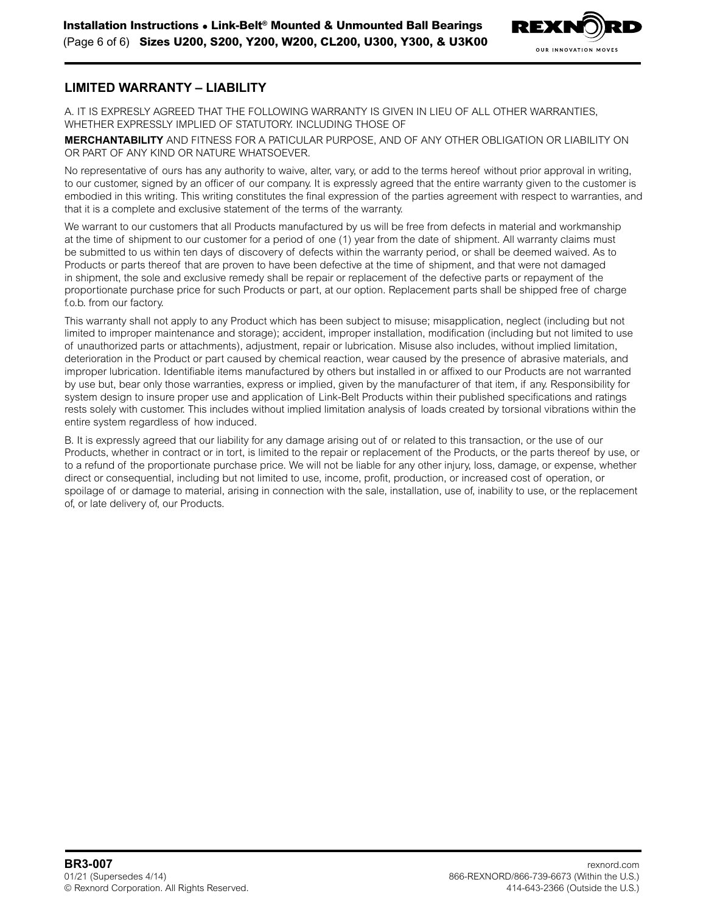## LIMITED WARRANTY – LIABILITY

A. IT IS EXPRESLY AGREED THAT THE FOLLOWING WARRANTY IS GIVEN IN LIEU OF ALL OTHER WARRANTIES, WHETHER EXPRESSLY IMPLIED OF STATUTORY. INCLUDING THOSE OF

**MERCHANTABILITY** AND FITNESS FOR A PATICULAR PURPOSE, AND OF ANY OTHER OBLIGATION OR LIABILITY ON OR PART OF ANY KIND OR NATURE WHATSOEVER.

No representative of ours has any authority to waive, alter, vary, or add to the terms hereof without prior approval in writing, to our customer, signed by an officer of our company. It is expressly agreed that the entire warranty given to the customer is embodied in this writing. This writing constitutes the final expression of the parties agreement with respect to warranties, and that it is a complete and exclusive statement of the terms of the warranty.

We warrant to our customers that all Products manufactured by us will be free from defects in material and workmanship at the time of shipment to our customer for a period of one (1) year from the date of shipment. All warranty claims must be submitted to us within ten days of discovery of defects within the warranty period, or shall be deemed waived. As to Products or parts thereof that are proven to have been defective at the time of shipment, and that were not damaged in shipment, the sole and exclusive remedy shall be repair or replacement of the defective parts or repayment of the proportionate purchase price for such Products or part, at our option. Replacement parts shall be shipped free of charge f.o.b. from our factory.

This warranty shall not apply to any Product which has been subject to misuse; misapplication, neglect (including but not limited to improper maintenance and storage); accident, improper installation, modification (including but not limited to use of unauthorized parts or attachments), adjustment, repair or lubrication. Misuse also includes, without implied limitation, deterioration in the Product or part caused by chemical reaction, wear caused by the presence of abrasive materials, and improper lubrication. Identifiable items manufactured by others but installed in or affixed to our Products are not warranted by use but, bear only those warranties, express or implied, given by the manufacturer of that item, if any. Responsibility for system design to insure proper use and application of Link-Belt Products within their published specifications and ratings rests solely with customer. This includes without implied limitation analysis of loads created by torsional vibrations within the entire system regardless of how induced.

B. It is expressly agreed that our liability for any damage arising out of or related to this transaction, or the use of our Products, whether in contract or in tort, is limited to the repair or replacement of the Products, or the parts thereof by use, or to a refund of the proportionate purchase price. We will not be liable for any other injury, loss, damage, or expense, whether direct or consequential, including but not limited to use, income, profit, production, or increased cost of operation, or spoilage of or damage to material, arising in connection with the sale, installation, use of, inability to use, or the replacement of, or late delivery of, our Products.

**BR3-007**
01/21 (Supersedes 4/14)
© Rexnord Corporation. All Rights Reserved.

rexnord.com
866-REXNORD/866-739-6673 (Within the U.S.)
414-643-2366 (Outside the U.S.)